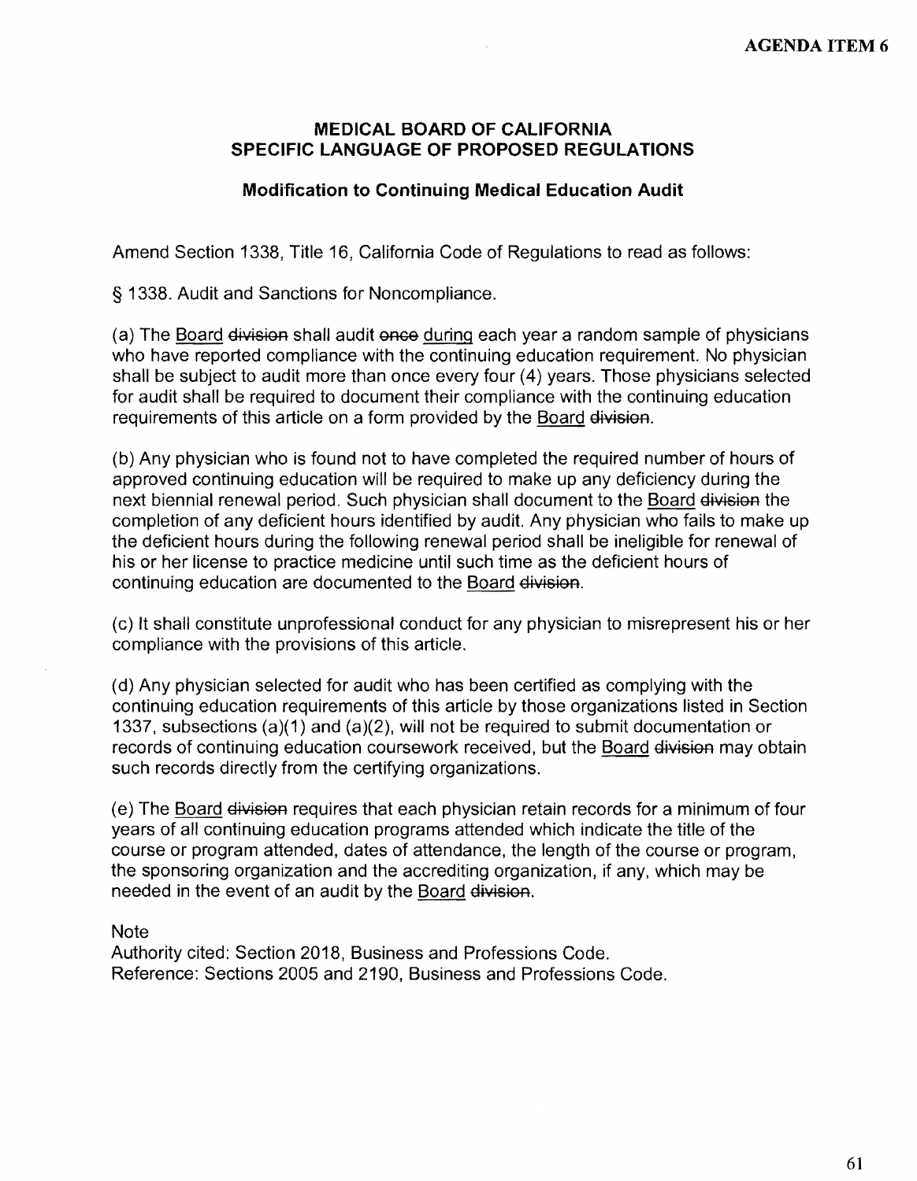## MEDICAL BOARD OF CALIFORNIA
## SPECIFIC LANGUAGE OF PROPOSED REGULATIONS

### Modification to Continuing Medical Education Audit

Amend Section 1338, Title 16, California Code of Regulations to read as follows:

§ 1338. Audit and Sanctions for Noncompliance.

(a) The <u>Board</u> ~~division~~ shall audit ~~once~~ <u>during</u> each year a random sample of physicians who have reported compliance with the continuing education requirement. No physician shall be subject to audit more than once every four (4) years. Those physicians selected for audit shall be required to document their compliance with the continuing education requirements of this article on a form provided by the <u>Board</u> ~~division~~.

(b) Any physician who is found not to have completed the required number of hours of approved continuing education will be required to make up any deficiency during the next biennial renewal period. Such physician shall document to the <u>Board</u> ~~division~~ the completion of any deficient hours identified by audit. Any physician who fails to make up the deficient hours during the following renewal period shall be ineligible for renewal of his or her license to practice medicine until such time as the deficient hours of continuing education are documented to the <u>Board</u> ~~division~~.

(c) It shall constitute unprofessional conduct for any physician to misrepresent his or her compliance with the provisions of this article.

(d) Any physician selected for audit who has been certified as complying with the continuing education requirements of this article by those organizations listed in Section 1337, subsections (a)(1) and (a)(2), will not be required to submit documentation or records of continuing education coursework received, but the <u>Board</u> ~~division~~ may obtain such records directly from the certifying organizations.

(e) The <u>Board</u> ~~division~~ requires that each physician retain records for a minimum of four years of all continuing education programs attended which indicate the title of the course or program attended, dates of attendance, the length of the course or program, the sponsoring organization and the accrediting organization, if any, which may be needed in the event of an audit by the <u>Board</u> ~~division~~.

Note
Authority cited: Section 2018, Business and Professions Code.
Reference: Sections 2005 and 2190, Business and Professions Code.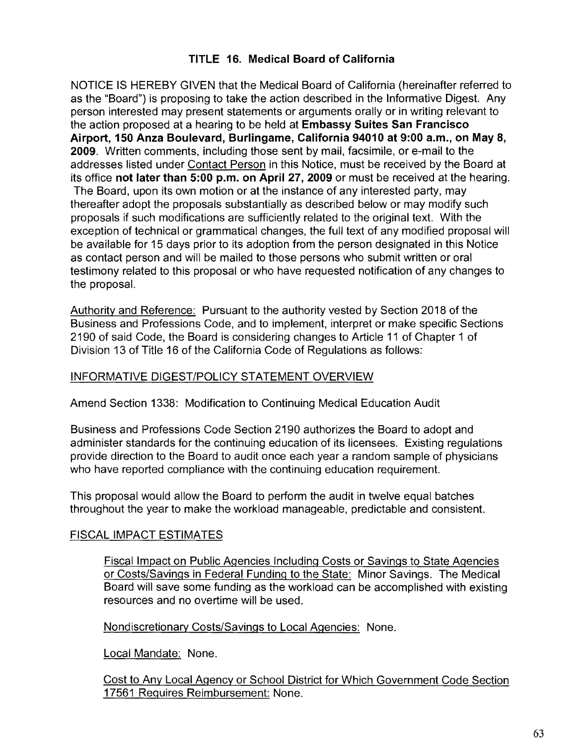## TITLE 16. Medical Board of California

NOTICE IS HEREBY GIVEN that the Medical Board of California (hereinafter referred to as the "Board") is proposing to take the action described in the Informative Digest. Any person interested may present statements or arguments orally or in writing relevant to the action proposed at a hearing to be held at **Embassy Suites San Francisco Airport, 150 Anza Boulevard, Burlingame, California 94010 at 9:00 a.m., on May 8, 2009**. Written comments, including those sent by mail, facsimile, or e-mail to the addresses listed under Contact Person in this Notice, must be received by the Board at its office **not later than 5:00 p.m. on April 27, 2009** or must be received at the hearing. The Board, upon its own motion or at the instance of any interested party, may thereafter adopt the proposals substantially as described below or may modify such proposals if such modifications are sufficiently related to the original text. With the exception of technical or grammatical changes, the full text of any modified proposal will be available for 15 days prior to its adoption from the person designated in this Notice as contact person and will be mailed to those persons who submit written or oral testimony related to this proposal or who have requested notification of any changes to the proposal.

Authority and Reference: Pursuant to the authority vested by Section 2018 of the Business and Professions Code, and to implement, interpret or make specific Sections 2190 of said Code, the Board is considering changes to Article 11 of Chapter 1 of Division 13 of Title 16 of the California Code of Regulations as follows:

### INFORMATIVE DIGEST/POLICY STATEMENT OVERVIEW

Amend Section 1338: Modification to Continuing Medical Education Audit

Business and Professions Code Section 2190 authorizes the Board to adopt and administer standards for the continuing education of its licensees. Existing regulations provide direction to the Board to audit once each year a random sample of physicians who have reported compliance with the continuing education requirement.

This proposal would allow the Board to perform the audit in twelve equal batches throughout the year to make the workload manageable, predictable and consistent.

### FISCAL IMPACT ESTIMATES

Fiscal Impact on Public Agencies Including Costs or Savings to State Agencies or Costs/Savings in Federal Funding to the State: Minor Savings. The Medical Board will save some funding as the workload can be accomplished with existing resources and no overtime will be used.

Nondiscretionary Costs/Savings to Local Agencies: None.

Local Mandate: None.

Cost to Any Local Agency or School District for Which Government Code Section 17561 Requires Reimbursement: None.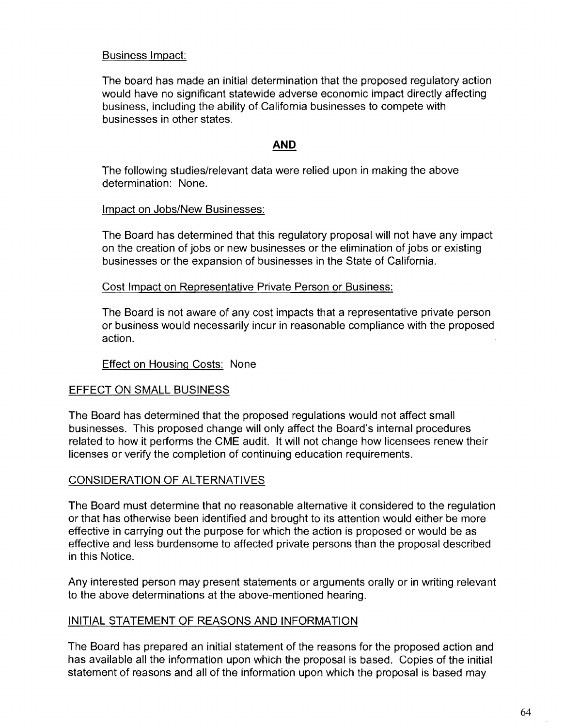Business Impact:

The board has made an initial determination that the proposed regulatory action would have no significant statewide adverse economic impact directly affecting business, including the ability of California businesses to compete with businesses in other states.

**AND**

The following studies/relevant data were relied upon in making the above determination: None.

Impact on Jobs/New Businesses:

The Board has determined that this regulatory proposal will not have any impact on the creation of jobs or new businesses or the elimination of jobs or existing businesses or the expansion of businesses in the State of California.

Cost Impact on Representative Private Person or Business:

The Board is not aware of any cost impacts that a representative private person or business would necessarily incur in reasonable compliance with the proposed action.

Effect on Housing Costs: None

EFFECT ON SMALL BUSINESS

The Board has determined that the proposed regulations would not affect small businesses. This proposed change will only affect the Board's internal procedures related to how it performs the CME audit. It will not change how licensees renew their licenses or verify the completion of continuing education requirements.

CONSIDERATION OF ALTERNATIVES

The Board must determine that no reasonable alternative it considered to the regulation or that has otherwise been identified and brought to its attention would either be more effective in carrying out the purpose for which the action is proposed or would be as effective and less burdensome to affected private persons than the proposal described in this Notice.

Any interested person may present statements or arguments orally or in writing relevant to the above determinations at the above-mentioned hearing.

INITIAL STATEMENT OF REASONS AND INFORMATION

The Board has prepared an initial statement of the reasons for the proposed action and has available all the information upon which the proposal is based. Copies of the initial statement of reasons and all of the information upon which the proposal is based may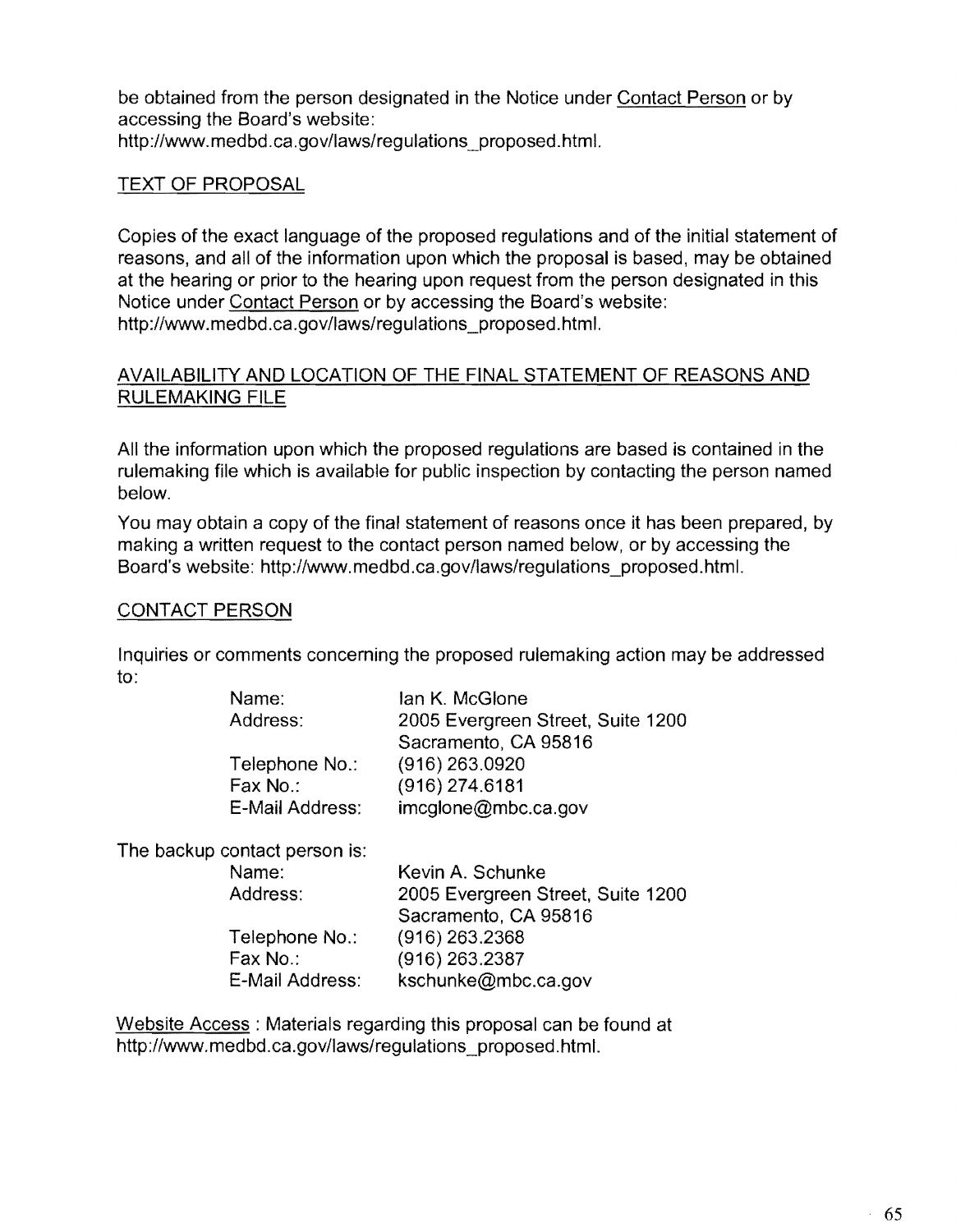be obtained from the person designated in the Notice under Contact Person or by accessing the Board's website: http://www.medbd.ca.gov/laws/regulations_proposed.html.

## TEXT OF PROPOSAL

Copies of the exact language of the proposed regulations and of the initial statement of reasons, and all of the information upon which the proposal is based, may be obtained at the hearing or prior to the hearing upon request from the person designated in this Notice under Contact Person or by accessing the Board's website: http://www.medbd.ca.gov/laws/regulations_proposed.html.

## AVAILABILITY AND LOCATION OF THE FINAL STATEMENT OF REASONS AND RULEMAKING FILE

All the information upon which the proposed regulations are based is contained in the rulemaking file which is available for public inspection by contacting the person named below.

You may obtain a copy of the final statement of reasons once it has been prepared, by making a written request to the contact person named below, or by accessing the Board's website: http://www.medbd.ca.gov/laws/regulations_proposed.html.

## CONTACT PERSON

Inquiries or comments concerning the proposed rulemaking action may be addressed to:

| | |
|---|---|
| Name: | Ian K. McGlone |
| Address: | 2005 Evergreen Street, Suite 1200<br>Sacramento, CA 95816 |
| Telephone No.: | (916) 263.0920 |
| Fax No.: | (916) 274.6181 |
| E-Mail Address: | imcglone@mbc.ca.gov |

The backup contact person is:

| | |
|---|---|
| Name: | Kevin A. Schunke |
| Address: | 2005 Evergreen Street, Suite 1200<br>Sacramento, CA 95816 |
| Telephone No.: | (916) 263.2368 |
| Fax No.: | (916) 263.2387 |
| E-Mail Address: | kschunke@mbc.ca.gov |

Website Access : Materials regarding this proposal can be found at http://www.medbd.ca.gov/laws/regulations_proposed.html.